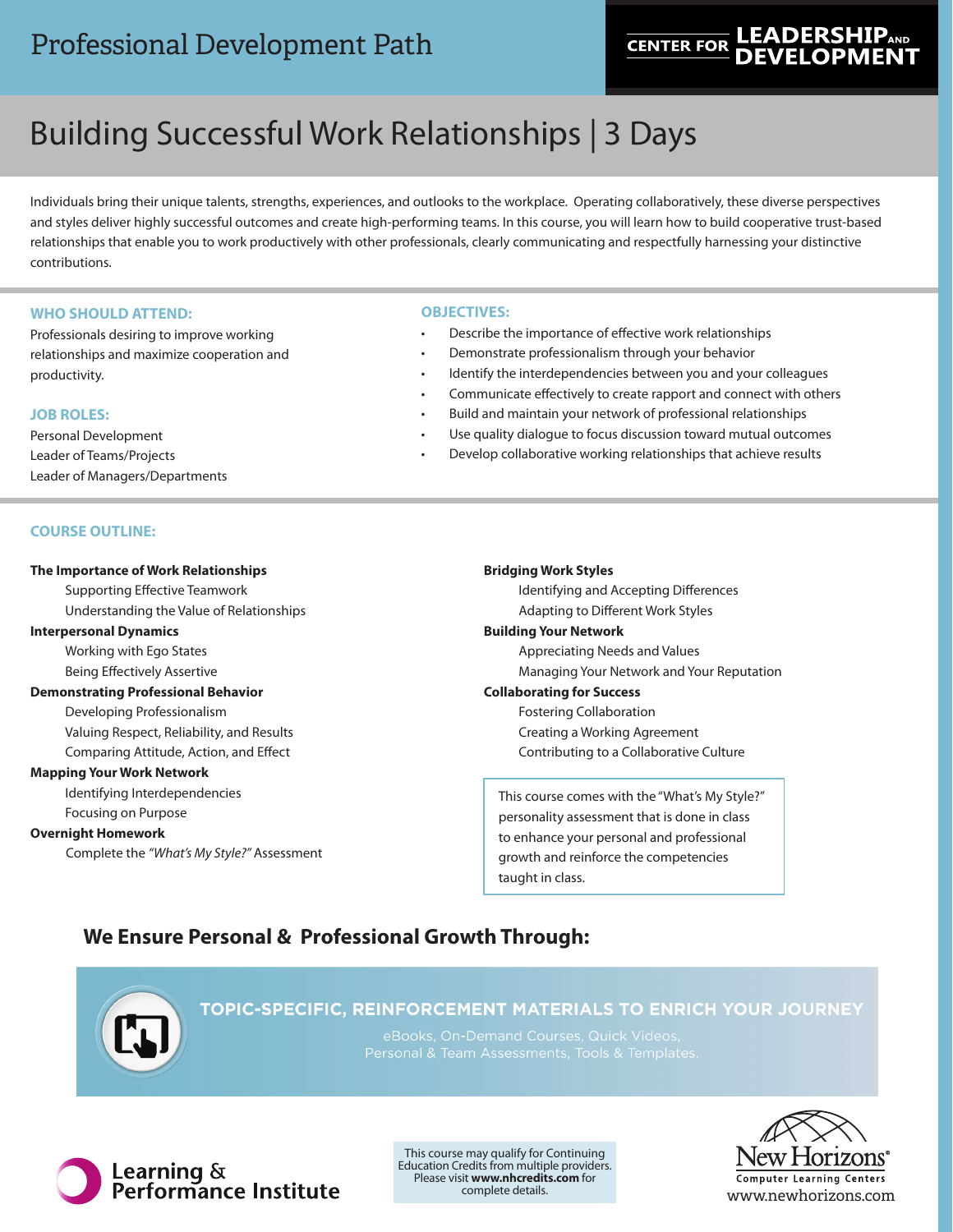Professional Development Path

CENTER FOR LEADERSHIP AND DEVELOPMENT

# Building Successful Work Relationships | 3 Days

Individuals bring their unique talents, strengths, experiences, and outlooks to the workplace. Operating collaboratively, these diverse perspectives and styles deliver highly successful outcomes and create high-performing teams. In this course, you will learn how to build cooperative trust-based relationships that enable you to work productively with other professionals, clearly communicating and respectfully harnessing your distinctive contributions.

## WHO SHOULD ATTEND:

Professionals desiring to improve working relationships and maximize cooperation and productivity.

## JOB ROLES:

Personal Development
Leader of Teams/Projects
Leader of Managers/Departments

## OBJECTIVES:

- Describe the importance of effective work relationships
- Demonstrate professionalism through your behavior
- Identify the interdependencies between you and your colleagues
- Communicate effectively to create rapport and connect with others
- Build and maintain your network of professional relationships
- Use quality dialogue to focus discussion toward mutual outcomes
- Develop collaborative working relationships that achieve results

## COURSE OUTLINE:

**The Importance of Work Relationships**
- Supporting Effective Teamwork
- Understanding the Value of Relationships

**Interpersonal Dynamics**
- Working with Ego States
- Being Effectively Assertive

**Demonstrating Professional Behavior**
- Developing Professionalism
- Valuing Respect, Reliability, and Results
- Comparing Attitude, Action, and Effect

**Mapping Your Work Network**
- Identifying Interdependencies
- Focusing on Purpose

**Overnight Homework**
- Complete the *"What's My Style?"* Assessment

**Bridging Work Styles**
- Identifying and Accepting Differences
- Adapting to Different Work Styles

**Building Your Network**
- Appreciating Needs and Values
- Managing Your Network and Your Reputation

**Collaborating for Success**
- Fostering Collaboration
- Creating a Working Agreement
- Contributing to a Collaborative Culture

This course comes with the "What's My Style?" personality assessment that is done in class to enhance your personal and professional growth and reinforce the competencies taught in class.

## We Ensure Personal & Professional Growth Through:

**TOPIC-SPECIFIC, REINFORCEMENT MATERIALS TO ENRICH YOUR JOURNEY**

eBooks, On-Demand Courses, Quick Videos, Personal & Team Assessments, Tools & Templates.

Learning & Performance Institute

This course may qualify for Continuing Education Credits from multiple providers. Please visit **www.nhcredits.com** for complete details.

New Horizons® Computer Learning Centers
www.newhorizons.com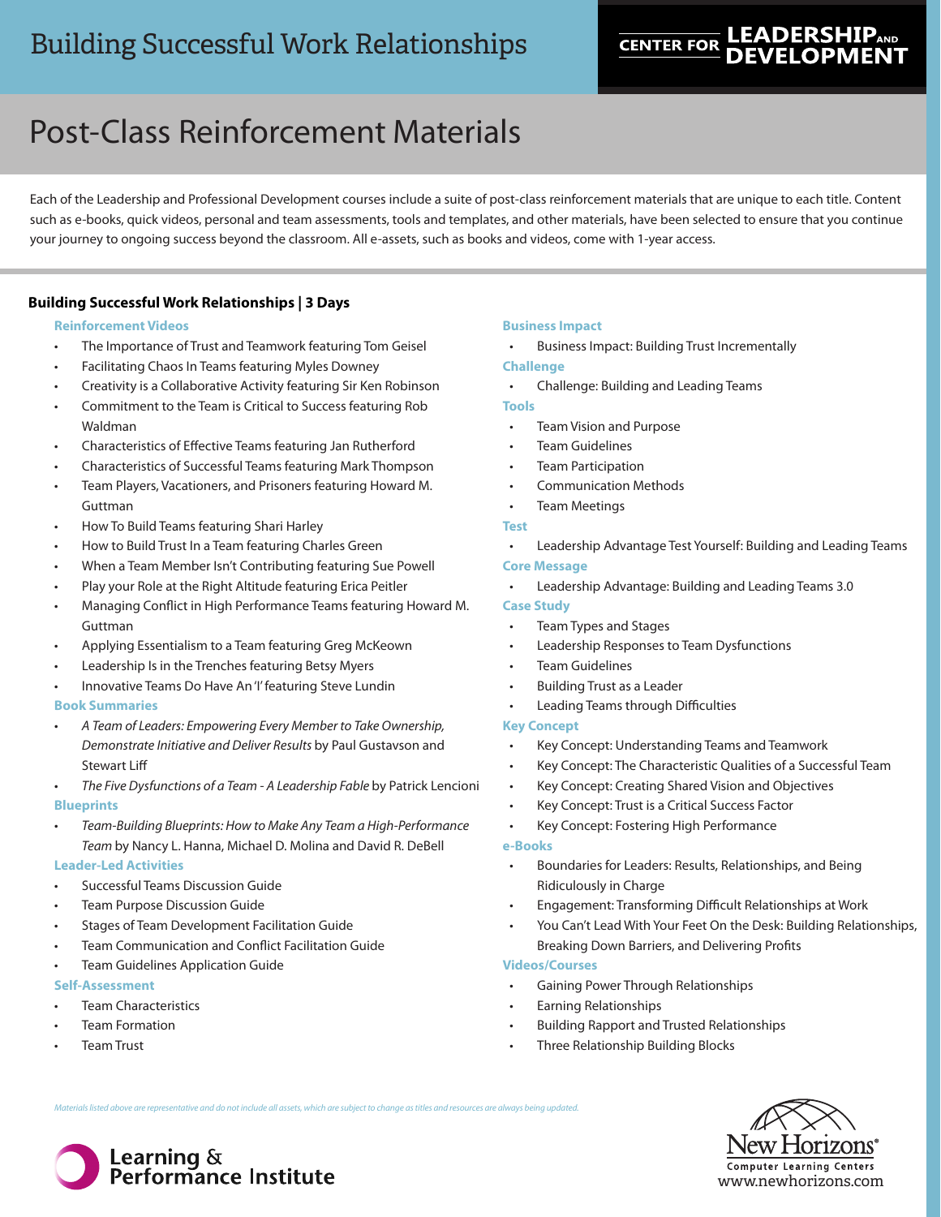# Building Successful Work Relationships

CENTER FOR LEADERSHIP AND DEVELOPMENT

## Post-Class Reinforcement Materials

Each of the Leadership and Professional Development courses include a suite of post-class reinforcement materials that are unique to each title. Content such as e-books, quick videos, personal and team assessments, tools and templates, and other materials, have been selected to ensure that you continue your journey to ongoing success beyond the classroom. All e-assets, such as books and videos, come with 1-year access.

### Building Successful Work Relationships | 3 Days

#### Reinforcement Videos

- The Importance of Trust and Teamwork featuring Tom Geisel
- Facilitating Chaos In Teams featuring Myles Downey
- Creativity is a Collaborative Activity featuring Sir Ken Robinson
- Commitment to the Team is Critical to Success featuring Rob Waldman
- Characteristics of Effective Teams featuring Jan Rutherford
- Characteristics of Successful Teams featuring Mark Thompson
- Team Players, Vacationers, and Prisoners featuring Howard M. Guttman
- How To Build Teams featuring Shari Harley
- How to Build Trust In a Team featuring Charles Green
- When a Team Member Isn't Contributing featuring Sue Powell
- Play your Role at the Right Altitude featuring Erica Peitler
- Managing Conflict in High Performance Teams featuring Howard M. Guttman
- Applying Essentialism to a Team featuring Greg McKeown
- Leadership Is in the Trenches featuring Betsy Myers
- Innovative Teams Do Have An 'I' featuring Steve Lundin

#### Book Summaries

- *A Team of Leaders: Empowering Every Member to Take Ownership, Demonstrate Initiative and Deliver Results* by Paul Gustavson and Stewart Liff
- *The Five Dysfunctions of a Team - A Leadership Fable* by Patrick Lencioni

#### Blueprints

- *Team-Building Blueprints: How to Make Any Team a High-Performance Team* by Nancy L. Hanna, Michael D. Molina and David R. DeBell

#### Leader-Led Activities

- Successful Teams Discussion Guide
- Team Purpose Discussion Guide
- Stages of Team Development Facilitation Guide
- Team Communication and Conflict Facilitation Guide
- Team Guidelines Application Guide

#### Self-Assessment

- Team Characteristics
- Team Formation
- Team Trust

#### Business Impact

- Business Impact: Building Trust Incrementally

#### Challenge

- Challenge: Building and Leading Teams

#### Tools

- Team Vision and Purpose
- Team Guidelines
- Team Participation
- Communication Methods
- Team Meetings

#### Test

- Leadership Advantage Test Yourself: Building and Leading Teams

#### Core Message

- Leadership Advantage: Building and Leading Teams 3.0

#### Case Study

- Team Types and Stages
- Leadership Responses to Team Dysfunctions
- Team Guidelines
- Building Trust as a Leader
- Leading Teams through Difficulties

#### Key Concept

- Key Concept: Understanding Teams and Teamwork
- Key Concept: The Characteristic Qualities of a Successful Team
- Key Concept: Creating Shared Vision and Objectives
- Key Concept: Trust is a Critical Success Factor
- Key Concept: Fostering High Performance

#### e-Books

- Boundaries for Leaders: Results, Relationships, and Being Ridiculously in Charge
- Engagement: Transforming Difficult Relationships at Work
- You Can't Lead With Your Feet On the Desk: Building Relationships, Breaking Down Barriers, and Delivering Profits

#### Videos/Courses

- Gaining Power Through Relationships
- Earning Relationships
- Building Rapport and Trusted Relationships
- Three Relationship Building Blocks

*Materials listed above are representative and do not include all assets, which are subject to change as titles and resources are always being updated.*

Learning & Performance Institute

New Horizons® Computer Learning Centers
www.newhorizons.com